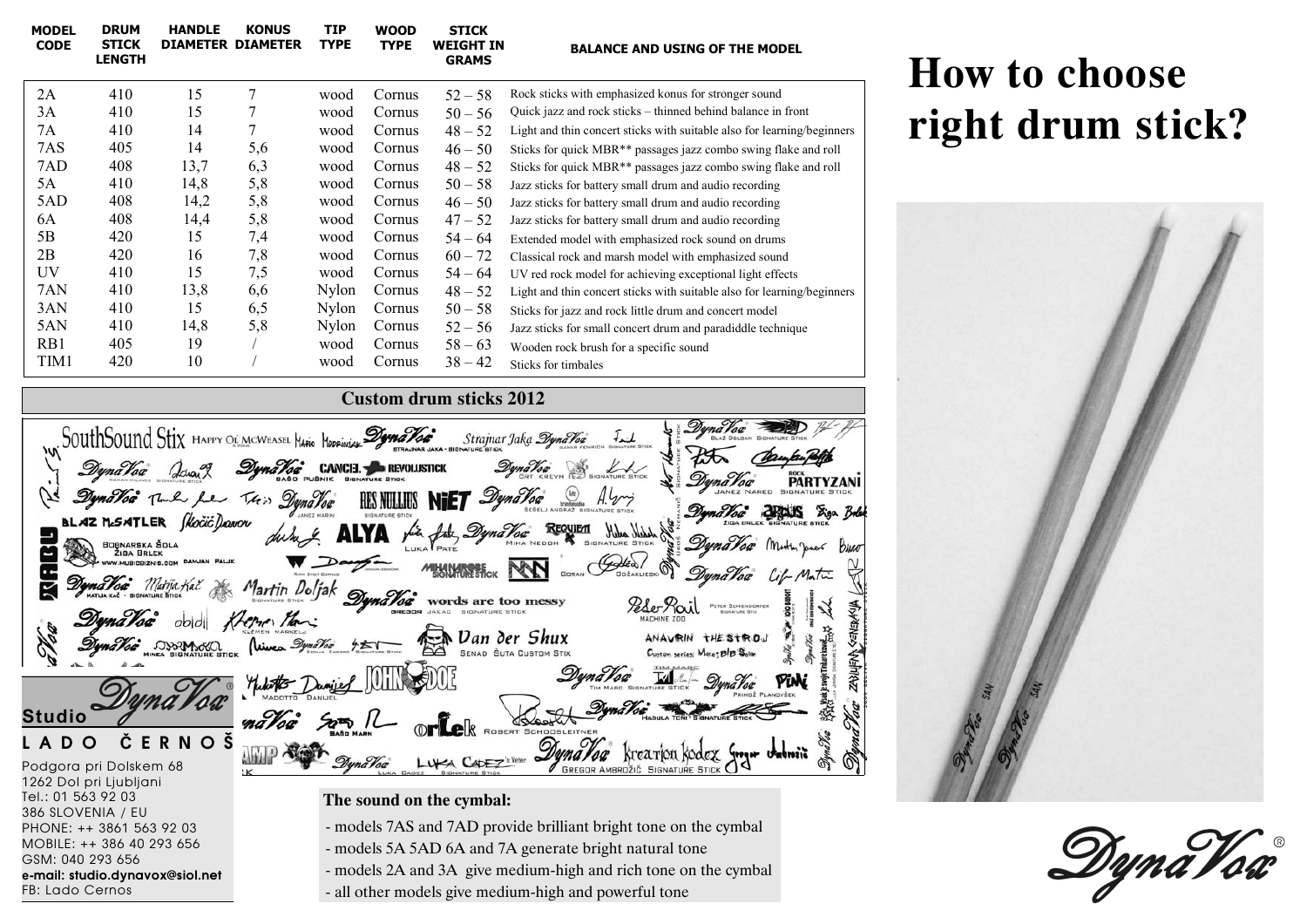# How to choose right drum stick?

| MODEL CODE | DRUM STICK LENGTH | HANDLE DIAMETER | KONUS DIAMETER | TIP TYPE | WOOD TYPE | STICK WEIGHT IN GRAMS | BALANCE AND USING OF THE MODEL |
|---|---|---|---|---|---|---|---|
| 2A | 410 | 15 | 7 | wood | Cornus | 52 – 58 | Rock sticks with emphasized konus for stronger sound |
| 3A | 410 | 15 | 7 | wood | Cornus | 50 – 56 | Quick jazz and rock sticks – thinned behind balance in front |
| 7A | 410 | 14 | 7 | wood | Cornus | 48 – 52 | Light and thin concert sticks with suitable also for learning/beginners |
| 7AS | 405 | 14 | 5,6 | wood | Cornus | 46 – 50 | Sticks for quick MBR** passages jazz combo swing flake and roll |
| 7AD | 408 | 13,7 | 6,3 | wood | Cornus | 48 – 52 | Sticks for quick MBR** passages jazz combo swing flake and roll |
| 5A | 410 | 14,8 | 5,8 | wood | Cornus | 50 – 58 | Jazz sticks for battery small drum and audio recording |
| 5AD | 408 | 14,2 | 5,8 | wood | Cornus | 46 – 50 | Jazz sticks for battery small drum and audio recording |
| 6A | 408 | 14,4 | 5,8 | wood | Cornus | 47 – 52 | Jazz sticks for battery small drum and audio recording |
| 5B | 420 | 15 | 7,4 | wood | Cornus | 54 – 64 | Extended model with emphasized rock sound on drums |
| 2B | 420 | 16 | 7,8 | wood | Cornus | 60 – 72 | Classical rock and marsh model with emphasized sound |
| UV | 410 | 15 | 7,5 | wood | Cornus | 54 – 64 | UV red rock model for achieving exceptional light effects |
| 7AN | 410 | 13,8 | 6,6 | Nylon | Cornus | 48 – 52 | Light and thin concert sticks with suitable also for learning/beginners |
| 3AN | 410 | 15 | 6,5 | Nylon | Cornus | 50 – 58 | Sticks for jazz and rock little drum and concert model |
| 5AN | 410 | 14,8 | 5,8 | Nylon | Cornus | 52 – 56 | Jazz sticks for small concert drum and paradiddle technique |
| RB1 | 405 | 19 | / | wood | Cornus | 58 – 63 | Wooden rock brush for a specific sound |
| TIM1 | 420 | 10 | / | wood | Cornus | 38 – 42 | Sticks for timbales |

## Custom drum sticks 2012

**The sound on the cymbal:**

- models 7AS and 7AD provide brilliant bright tone on the cymbal
- models 5A 5AD 6A and 7A generate bright natural tone
- models 2A and 3A give medium-high and rich tone on the cymbal
- all other models give medium-high and powerful tone

Studio DynaVox®

**LADO ČERNOŠ**

Podgora pri Dolskem 68
1262 Dol pri Ljubljani
Tel.: 01 563 92 03
386 SLOVENIA / EU
PHONE: ++ 3861 563 92 03
MOBILE: ++ 386 40 293 656
GSM: 040 293 656
**e-mail: studio.dynavox@siol.net**
FB: Lado Cernos

DynaVox®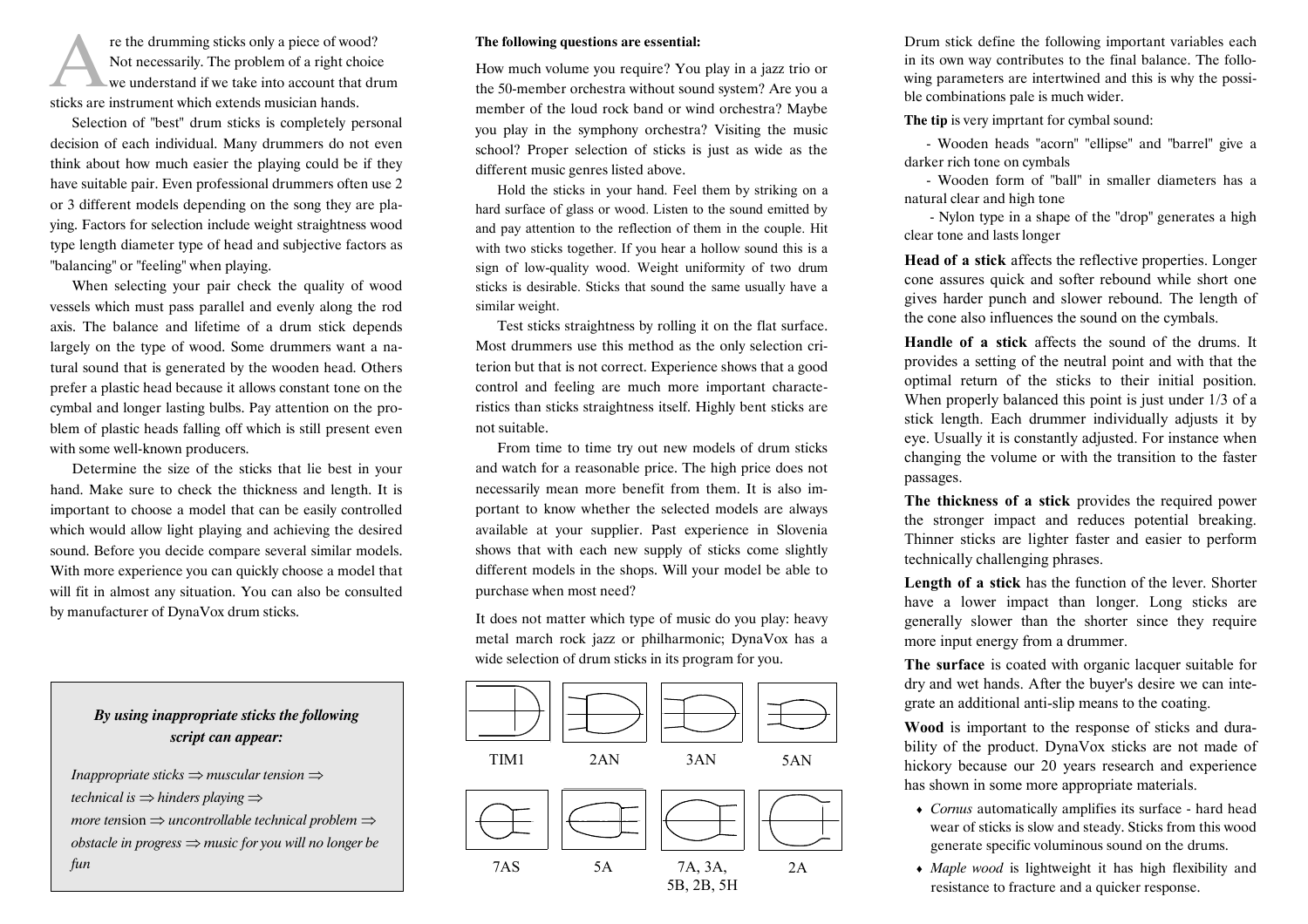Are the drumming sticks only a piece of wood? Not necessarily. The problem of a right choice we understand if we take into account that drum sticks are instrument which extends musician hands.

Selection of "best" drum sticks is completely personal decision of each individual. Many drummers do not even think about how much easier the playing could be if they have suitable pair. Even professional drummers often use 2 or 3 different models depending on the song they are playing. Factors for selection include weight straightness wood type length diameter type of head and subjective factors as "balancing" or "feeling" when playing.

When selecting your pair check the quality of wood vessels which must pass parallel and evenly along the rod axis. The balance and lifetime of a drum stick depends largely on the type of wood. Some drummers want a natural sound that is generated by the wooden head. Others prefer a plastic head because it allows constant tone on the cymbal and longer lasting bulbs. Pay attention on the problem of plastic heads falling off which is still present even with some well-known producers.

Determine the size of the sticks that lie best in your hand. Make sure to check the thickness and length. It is important to choose a model that can be easily controlled which would allow light playing and achieving the desired sound. Before you decide compare several similar models. With more experience you can quickly choose a model that will fit in almost any situation. You can also be consulted by manufacturer of DynaVox drum sticks.

***By using inappropriate sticks the following script can appear:***

*Inappropriate sticks ⇒ muscular tension ⇒ technical is ⇒ hinders playing ⇒ more tension ⇒ uncontrollable technical problem ⇒ obstacle in progress ⇒ music for you will no longer be fun*

**The following questions are essential:**

How much volume you require? You play in a jazz trio or the 50-member orchestra without sound system? Are you a member of the loud rock band or wind orchestra? Maybe you play in the symphony orchestra? Visiting the music school? Proper selection of sticks is just as wide as the different music genres listed above.

Hold the sticks in your hand. Feel them by striking on a hard surface of glass or wood. Listen to the sound emitted by and pay attention to the reflection of them in the couple. Hit with two sticks together. If you hear a hollow sound this is a sign of low-quality wood. Weight uniformity of two drum sticks is desirable. Sticks that sound the same usually have a similar weight.

Test sticks straightness by rolling it on the flat surface. Most drummers use this method as the only selection criterion but that is not correct. Experience shows that a good control and feeling are much more important characteristics than sticks straightness itself. Highly bent sticks are not suitable.

From time to time try out new models of drum sticks and watch for a reasonable price. The high price does not necessarily mean more benefit from them. It is also important to know whether the selected models are always available at your supplier. Past experience in Slovenia shows that with each new supply of sticks come slightly different models in the shops. Will your model be able to purchase when most need?

It does not matter which type of music do you play: heavy metal march rock jazz or philharmonic; DynaVox has a wide selection of drum sticks in its program for you.

TIM1 2AN 3AN 5AN

7AS 5A 7A, 3A, 5B, 2B, 5H 2A

Drum stick define the following important variables each in its own way contributes to the final balance. The following parameters are intertwined and this is why the possible combinations pale is much wider.

**The tip** is very imprtant for cymbal sound:

- Wooden heads "acorn" "ellipse" and "barrel" give a darker rich tone on cymbals
- Wooden form of "ball" in smaller diameters has a natural clear and high tone
- Nylon type in a shape of the "drop" generates a high clear tone and lasts longer

**Head of a stick** affects the reflective properties. Longer cone assures quick and softer rebound while short one gives harder punch and slower rebound. The length of the cone also influences the sound on the cymbals.

**Handle of a stick** affects the sound of the drums. It provides a setting of the neutral point and with that the optimal return of the sticks to their initial position. When properly balanced this point is just under 1/3 of a stick length. Each drummer individually adjusts it by eye. Usually it is constantly adjusted. For instance when changing the volume or with the transition to the faster passages.

**The thickness of a stick** provides the required power the stronger impact and reduces potential breaking. Thinner sticks are lighter faster and easier to perform technically challenging phrases.

**Length of a stick** has the function of the lever. Shorter have a lower impact than longer. Long sticks are generally slower than the shorter since they require more input energy from a drummer.

**The surface** is coated with organic lacquer suitable for dry and wet hands. After the buyer's desire we can integrate an additional anti-slip means to the coating.

**Wood** is important to the response of sticks and durability of the product. DynaVox sticks are not made of hickory because our 20 years research and experience has shown in some more appropriate materials.

- *Cornus* automatically amplifies its surface - hard head wear of sticks is slow and steady. Sticks from this wood generate specific voluminous sound on the drums.
- *Maple wood* is lightweight it has high flexibility and resistance to fracture and a quicker response.